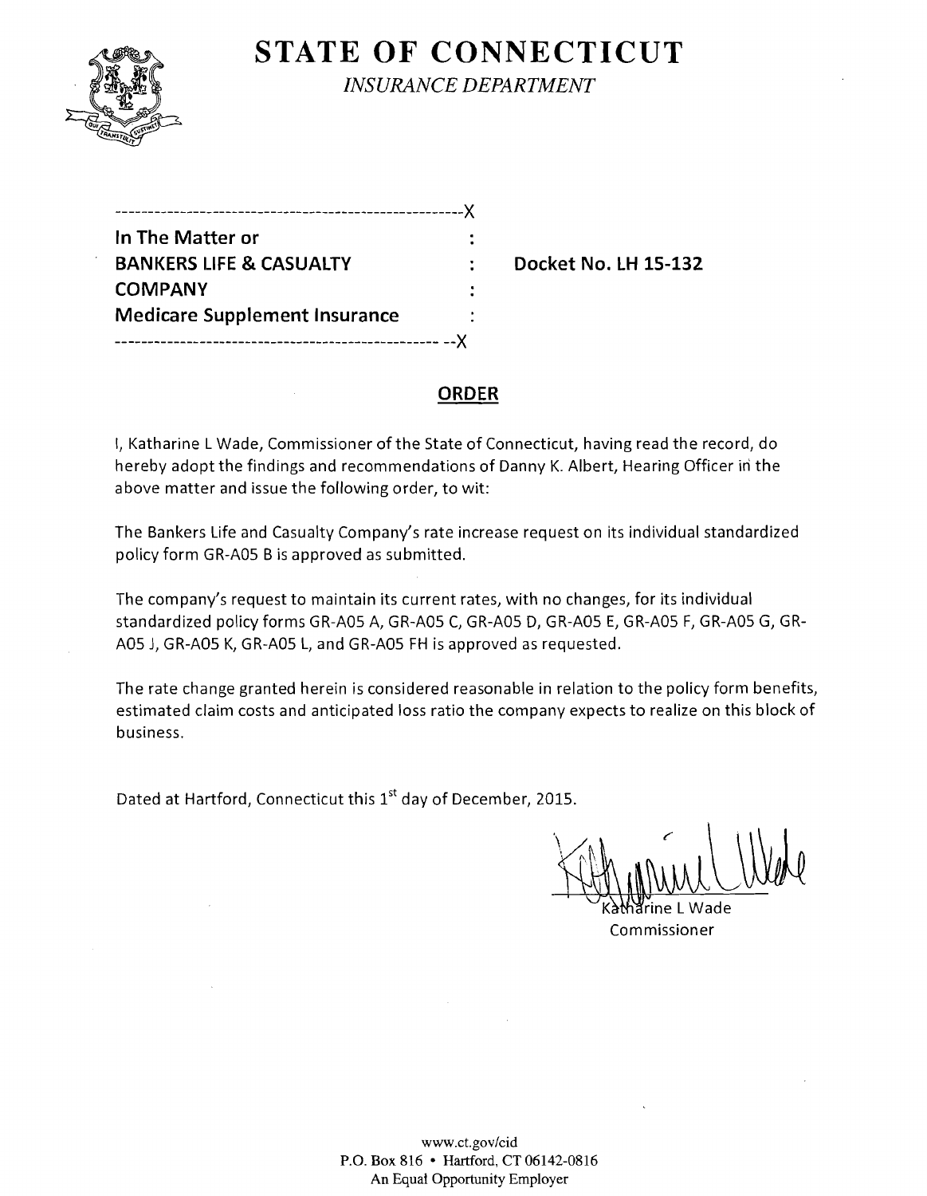# STATE OF CONNECTICUT

*INSURANCE DEPARTMENT*

---

**In The Matter or**
**BANKERS LIFE & CASUALTY COMPANY**
**Medicare Supplement Insurance**

**Docket No. LH 15-132**

---

## ORDER

I, Katharine L Wade, Commissioner of the State of Connecticut, having read the record, do hereby adopt the findings and recommendations of Danny K. Albert, Hearing Officer in the above matter and issue the following order, to wit:

The Bankers Life and Casualty Company's rate increase request on its individual standardized policy form GR-A05 B is approved as submitted.

The company's request to maintain its current rates, with no changes, for its individual standardized policy forms GR-A05 A, GR-A05 C, GR-A05 D, GR-A05 E, GR-A05 F, GR-A05 G, GR-A05 J, GR-A05 K, GR-A05 L, and GR-A05 FH is approved as requested.

The rate change granted herein is considered reasonable in relation to the policy form benefits, estimated claim costs and anticipated loss ratio the company expects to realize on this block of business.

Dated at Hartford, Connecticut this 1st day of December, 2015.

Katharine L Wade
Commissioner

www.ct.gov/cid
P.O. Box 816 • Hartford, CT 06142-0816
An Equal Opportunity Employer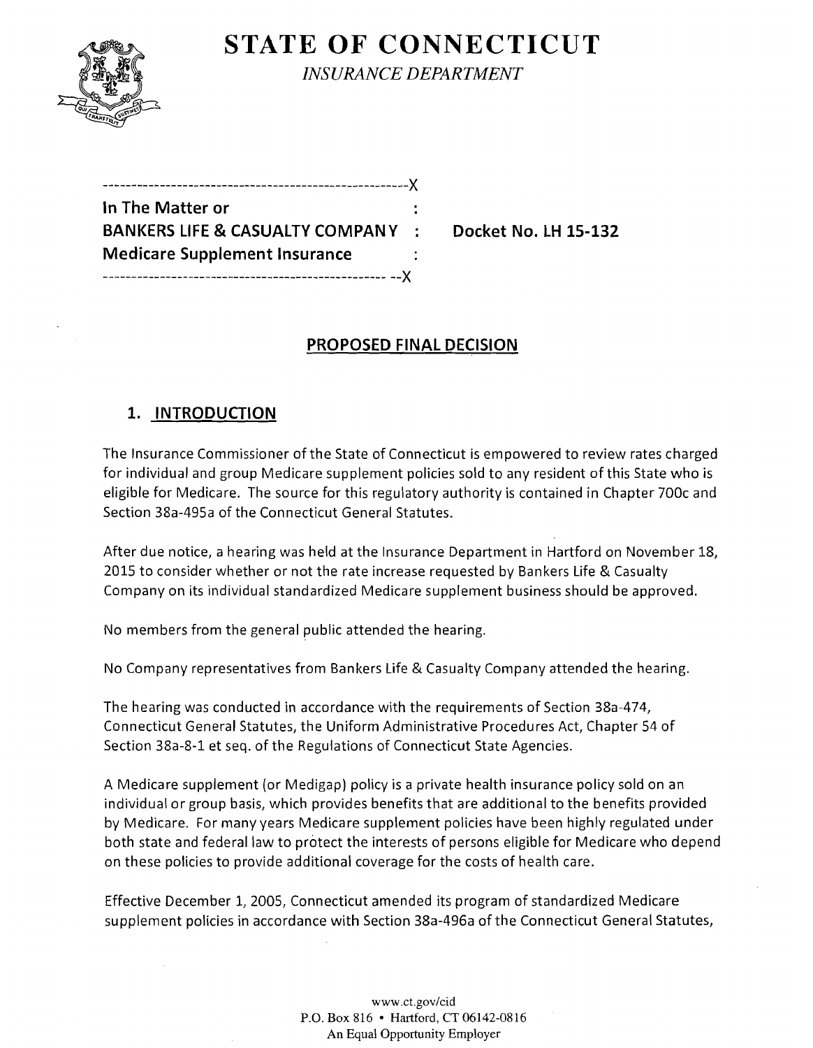# STATE OF CONNECTICUT

*INSURANCE DEPARTMENT*

```
------------------------------------------------------X
In The Matter or                                      :
BANKERS LIFE & CASUALTY COMPANY                       :     Docket No. LH 15-132
Medicare Supplement Insurance                         :
------------------------------------------------------X
```

## PROPOSED FINAL DECISION

### 1. INTRODUCTION

The Insurance Commissioner of the State of Connecticut is empowered to review rates charged for individual and group Medicare supplement policies sold to any resident of this State who is eligible for Medicare. The source for this regulatory authority is contained in Chapter 700c and Section 38a-495a of the Connecticut General Statutes.

After due notice, a hearing was held at the Insurance Department in Hartford on November 18, 2015 to consider whether or not the rate increase requested by Bankers Life & Casualty Company on its individual standardized Medicare supplement business should be approved.

No members from the general public attended the hearing.

No Company representatives from Bankers Life & Casualty Company attended the hearing.

The hearing was conducted in accordance with the requirements of Section 38a-474, Connecticut General Statutes, the Uniform Administrative Procedures Act, Chapter 54 of Section 38a-8-1 et seq. of the Regulations of Connecticut State Agencies.

A Medicare supplement (or Medigap) policy is a private health insurance policy sold on an individual or group basis, which provides benefits that are additional to the benefits provided by Medicare. For many years Medicare supplement policies have been highly regulated under both state and federal law to protect the interests of persons eligible for Medicare who depend on these policies to provide additional coverage for the costs of health care.

Effective December 1, 2005, Connecticut amended its program of standardized Medicare supplement policies in accordance with Section 38a-496a of the Connecticut General Statutes,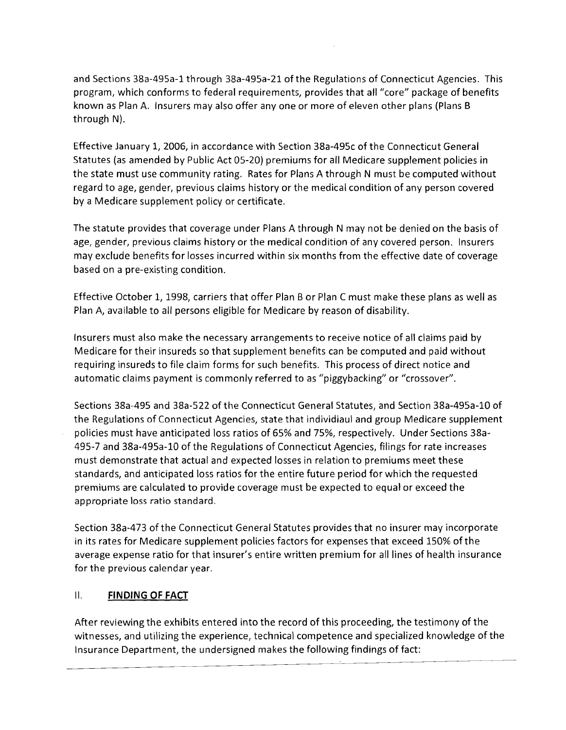and Sections 38a-495a-1 through 38a-495a-21 of the Regulations of Connecticut Agencies. This program, which conforms to federal requirements, provides that all "core" package of benefits known as Plan A. Insurers may also offer any one or more of eleven other plans (Plans B through N).

Effective January 1, 2006, in accordance with Section 38a-495c of the Connecticut General Statutes (as amended by Public Act 05-20) premiums for all Medicare supplement policies in the state must use community rating. Rates for Plans A through N must be computed without regard to age, gender, previous claims history or the medical condition of any person covered by a Medicare supplement policy or certificate.

The statute provides that coverage under Plans A through N may not be denied on the basis of age, gender, previous claims history or the medical condition of any covered person. Insurers may exclude benefits for losses incurred within six months from the effective date of coverage based on a pre-existing condition.

Effective October 1, 1998, carriers that offer Plan B or Plan C must make these plans as well as Plan A, available to all persons eligible for Medicare by reason of disability.

Insurers must also make the necessary arrangements to receive notice of all claims paid by Medicare for their insureds so that supplement benefits can be computed and paid without requiring insureds to file claim forms for such benefits. This process of direct notice and automatic claims payment is commonly referred to as "piggybacking" or "crossover".

Sections 38a-495 and 38a-522 of the Connecticut General Statutes, and Section 38a-495a-10 of the Regulations of Connecticut Agencies, state that individiaul and group Medicare supplement policies must have anticipated loss ratios of 65% and 75%, respectively. Under Sections 38a-495-7 and 38a-495a-10 of the Regulations of Connecticut Agencies, filings for rate increases must demonstrate that actual and expected losses in relation to premiums meet these standards, and anticipated loss ratios for the entire future period for which the requested premiums are calculated to provide coverage must be expected to equal or exceed the appropriate loss ratio standard.

Section 38a-473 of the Connecticut General Statutes provides that no insurer may incorporate in its rates for Medicare supplement policies factors for expenses that exceed 150% of the average expense ratio for that insurer's entire written premium for all lines of health insurance for the previous calendar year.

## II. **FINDING OF FACT**

After reviewing the exhibits entered into the record of this proceeding, the testimony of the witnesses, and utilizing the experience, technical competence and specialized knowledge of the Insurance Department, the undersigned makes the following findings of fact: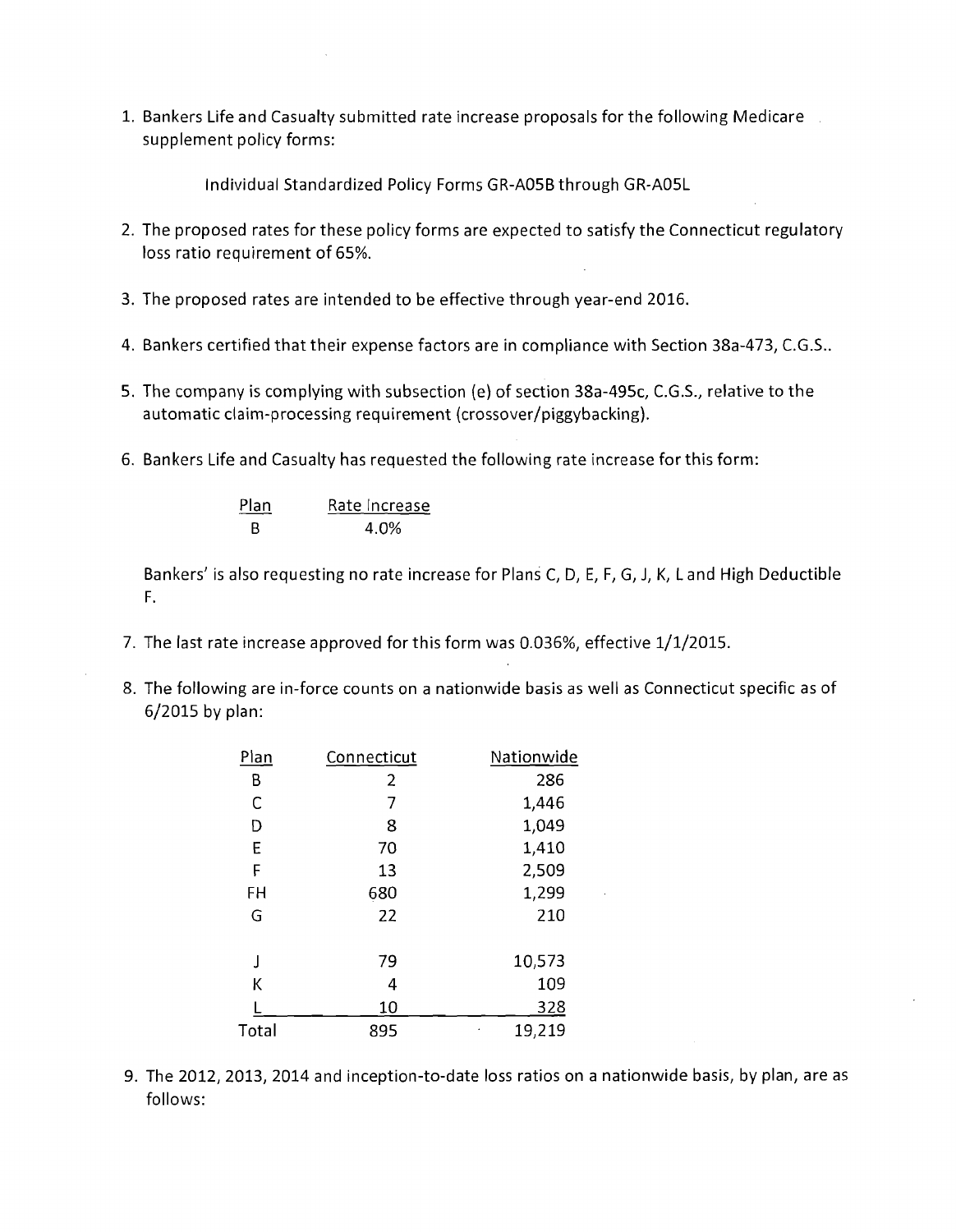1. Bankers Life and Casualty submitted rate increase proposals for the following Medicare supplement policy forms:

   Individual Standardized Policy Forms GR-A05B through GR-A05L

2. The proposed rates for these policy forms are expected to satisfy the Connecticut regulatory loss ratio requirement of 65%.

3. The proposed rates are intended to be effective through year-end 2016.

4. Bankers certified that their expense factors are in compliance with Section 38a-473, C.G.S..

5. The company is complying with subsection (e) of section 38a-495c, C.G.S., relative to the automatic claim-processing requirement (crossover/piggybacking).

6. Bankers Life and Casualty has requested the following rate increase for this form:

   | Plan | Rate Increase |
   |---|---|
   | B | 4.0% |

   Bankers' is also requesting no rate increase for Plans C, D, E, F, G, J, K, L and High Deductible F.

7. The last rate increase approved for this form was 0.036%, effective 1/1/2015.

8. The following are in-force counts on a nationwide basis as well as Connecticut specific as of 6/2015 by plan:

   | Plan | Connecticut | Nationwide |
   |---|---|---|
   | B | 2 | 286 |
   | C | 7 | 1,446 |
   | D | 8 | 1,049 |
   | E | 70 | 1,410 |
   | F | 13 | 2,509 |
   | FH | 680 | 1,299 |
   | G | 22 | 210 |
   | J | 79 | 10,573 |
   | K | 4 | 109 |
   | L | 10 | 328 |
   | Total | 895 | 19,219 |

9. The 2012, 2013, 2014 and inception-to-date loss ratios on a nationwide basis, by plan, are as follows: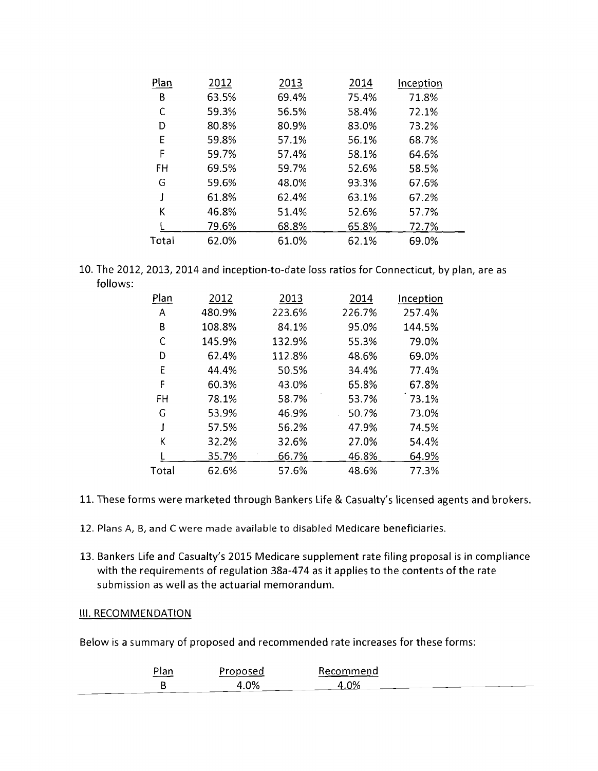| Plan | 2012 | 2013 | 2014 | Inception |
|---|---|---|---|---|
| B | 63.5% | 69.4% | 75.4% | 71.8% |
| C | 59.3% | 56.5% | 58.4% | 72.1% |
| D | 80.8% | 80.9% | 83.0% | 73.2% |
| E | 59.8% | 57.1% | 56.1% | 68.7% |
| F | 59.7% | 57.4% | 58.1% | 64.6% |
| FH | 69.5% | 59.7% | 52.6% | 58.5% |
| G | 59.6% | 48.0% | 93.3% | 67.6% |
| J | 61.8% | 62.4% | 63.1% | 67.2% |
| K | 46.8% | 51.4% | 52.6% | 57.7% |
| L | 79.6% | 68.8% | 65.8% | 72.7% |
| Total | 62.0% | 61.0% | 62.1% | 69.0% |

10. The 2012, 2013, 2014 and inception-to-date loss ratios for Connecticut, by plan, are as follows:

| Plan | 2012 | 2013 | 2014 | Inception |
|---|---|---|---|---|
| A | 480.9% | 223.6% | 226.7% | 257.4% |
| B | 108.8% | 84.1% | 95.0% | 144.5% |
| C | 145.9% | 132.9% | 55.3% | 79.0% |
| D | 62.4% | 112.8% | 48.6% | 69.0% |
| E | 44.4% | 50.5% | 34.4% | 77.4% |
| F | 60.3% | 43.0% | 65.8% | 67.8% |
| FH | 78.1% | 58.7% | 53.7% | 73.1% |
| G | 53.9% | 46.9% | 50.7% | 73.0% |
| J | 57.5% | 56.2% | 47.9% | 74.5% |
| K | 32.2% | 32.6% | 27.0% | 54.4% |
| L | 35.7% | 66.7% | 46.8% | 64.9% |
| Total | 62.6% | 57.6% | 48.6% | 77.3% |

11. These forms were marketed through Bankers Life & Casualty's licensed agents and brokers.

12. Plans A, B, and C were made available to disabled Medicare beneficiaries.

13. Bankers Life and Casualty's 2015 Medicare supplement rate filing proposal is in compliance with the requirements of regulation 38a-474 as it applies to the contents of the rate submission as well as the actuarial memorandum.

## III. RECOMMENDATION

Below is a summary of proposed and recommended rate increases for these forms:

| Plan | Proposed | Recommend |
|---|---|---|
| B | 4.0% | 4.0% |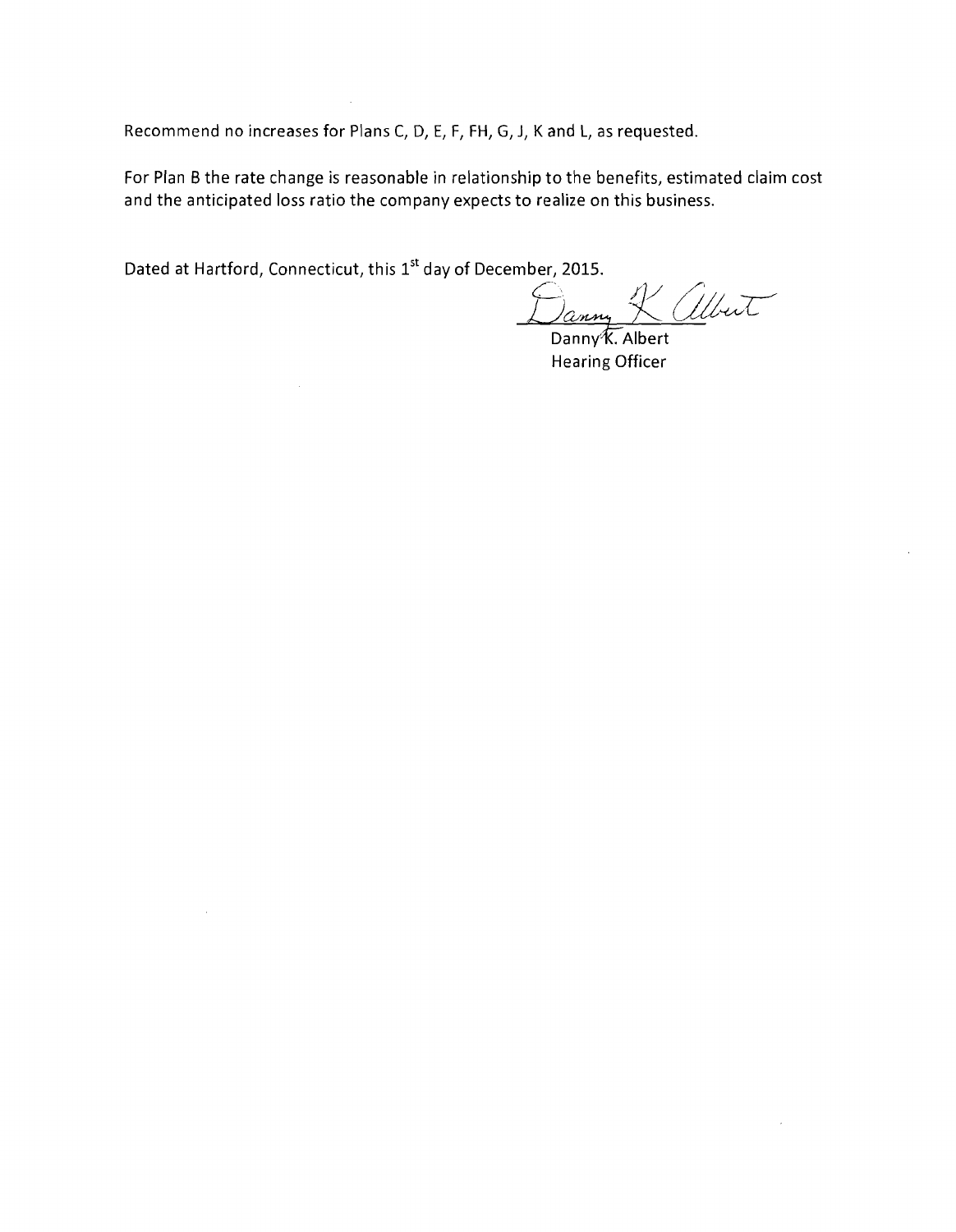Recommend no increases for Plans C, D, E, F, FH, G, J, K and L, as requested.

For Plan B the rate change is reasonable in relationship to the benefits, estimated claim cost and the anticipated loss ratio the company expects to realize on this business.

Dated at Hartford, Connecticut, this 1st day of December, 2015.

Danny K. Albert
Hearing Officer